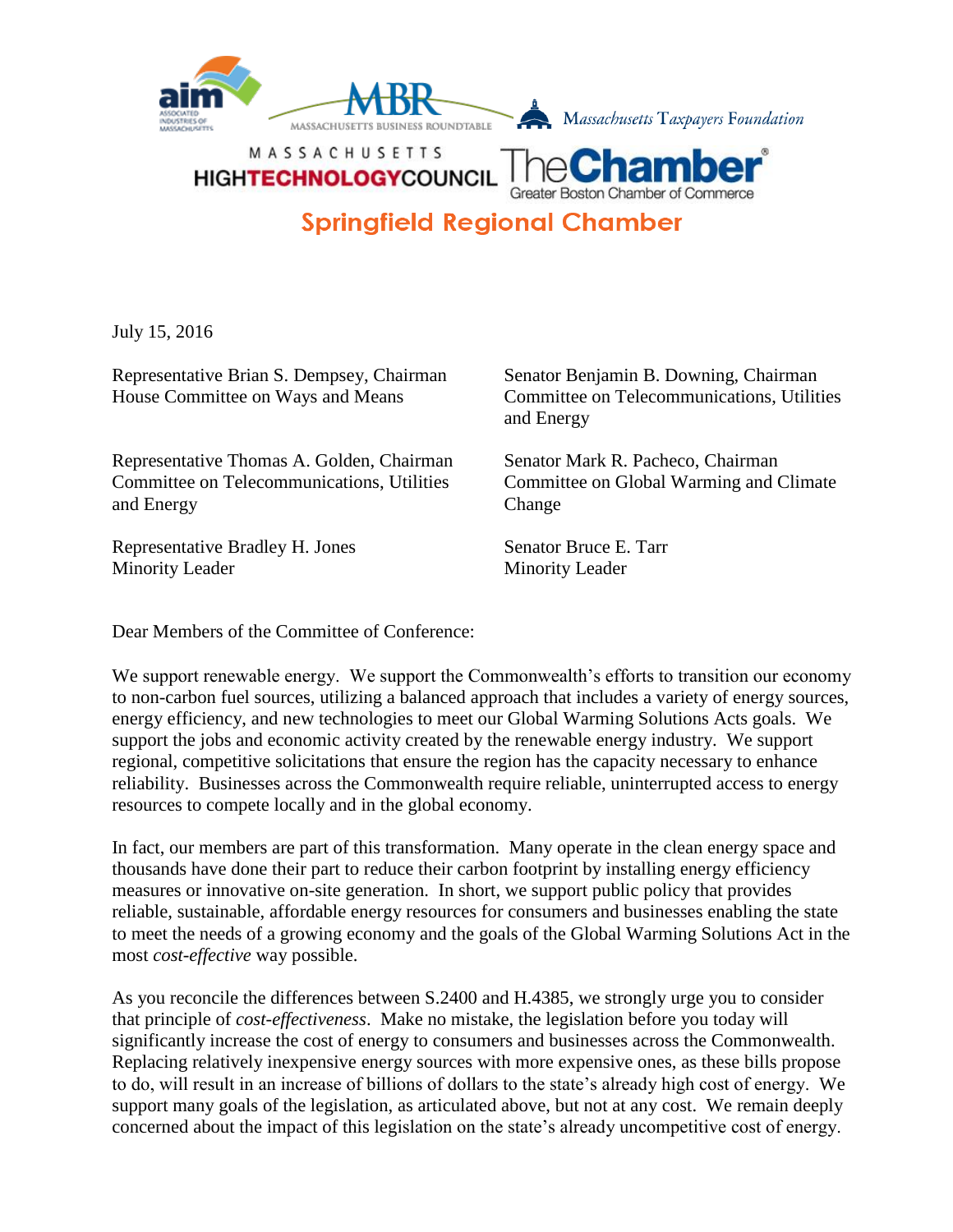aim ASSOCIATED INDUSTRIES OF MASSACHUSETTS

MBR MASSACHUSETTS BUSINESS ROUNDTABLE

Massachusetts Taxpayers Foundation

MASSACHUSETTS HIGHTECHNOLOGYCOUNCIL

TheChamber® Greater Boston Chamber of Commerce

Springfield Regional Chamber

July 15, 2016

Representative Brian S. Dempsey, Chairman
House Committee on Ways and Means

Representative Thomas A. Golden, Chairman
Committee on Telecommunications, Utilities and Energy

Representative Bradley H. Jones
Minority Leader

Senator Benjamin B. Downing, Chairman
Committee on Telecommunications, Utilities and Energy

Senator Mark R. Pacheco, Chairman
Committee on Global Warming and Climate Change

Senator Bruce E. Tarr
Minority Leader

Dear Members of the Committee of Conference:

We support renewable energy. We support the Commonwealth's efforts to transition our economy to non-carbon fuel sources, utilizing a balanced approach that includes a variety of energy sources, energy efficiency, and new technologies to meet our Global Warming Solutions Acts goals. We support the jobs and economic activity created by the renewable energy industry. We support regional, competitive solicitations that ensure the region has the capacity necessary to enhance reliability. Businesses across the Commonwealth require reliable, uninterrupted access to energy resources to compete locally and in the global economy.

In fact, our members are part of this transformation. Many operate in the clean energy space and thousands have done their part to reduce their carbon footprint by installing energy efficiency measures or innovative on-site generation. In short, we support public policy that provides reliable, sustainable, affordable energy resources for consumers and businesses enabling the state to meet the needs of a growing economy and the goals of the Global Warming Solutions Act in the most *cost-effective* way possible.

As you reconcile the differences between S.2400 and H.4385, we strongly urge you to consider that principle of *cost-effectiveness*. Make no mistake, the legislation before you today will significantly increase the cost of energy to consumers and businesses across the Commonwealth. Replacing relatively inexpensive energy sources with more expensive ones, as these bills propose to do, will result in an increase of billions of dollars to the state's already high cost of energy. We support many goals of the legislation, as articulated above, but not at any cost. We remain deeply concerned about the impact of this legislation on the state's already uncompetitive cost of energy.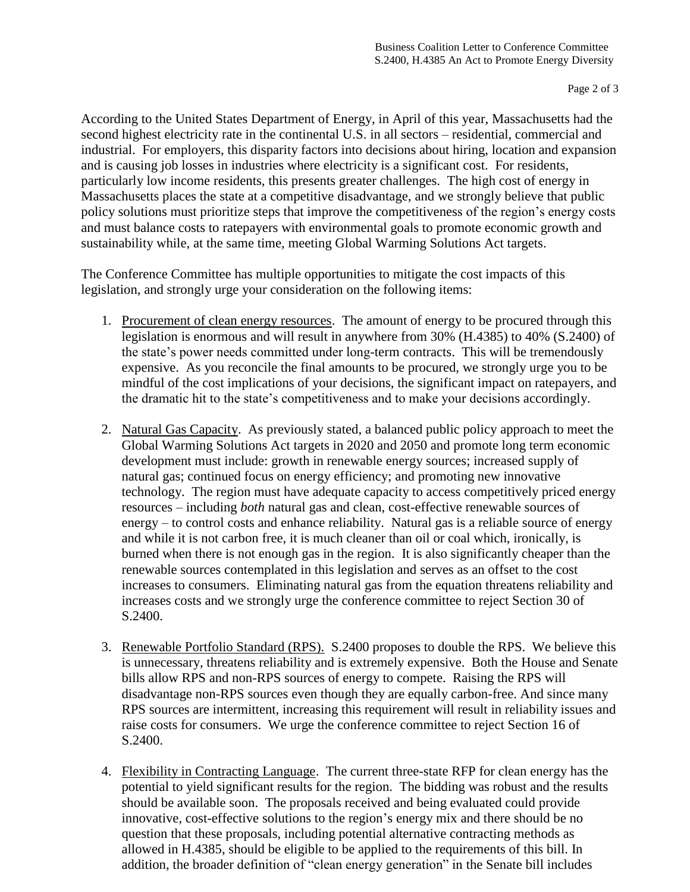According to the United States Department of Energy, in April of this year, Massachusetts had the second highest electricity rate in the continental U.S. in all sectors – residential, commercial and industrial. For employers, this disparity factors into decisions about hiring, location and expansion and is causing job losses in industries where electricity is a significant cost. For residents, particularly low income residents, this presents greater challenges. The high cost of energy in Massachusetts places the state at a competitive disadvantage, and we strongly believe that public policy solutions must prioritize steps that improve the competitiveness of the region's energy costs and must balance costs to ratepayers with environmental goals to promote economic growth and sustainability while, at the same time, meeting Global Warming Solutions Act targets.

The Conference Committee has multiple opportunities to mitigate the cost impacts of this legislation, and strongly urge your consideration on the following items:

1. <u>Procurement of clean energy resources</u>. The amount of energy to be procured through this legislation is enormous and will result in anywhere from 30% (H.4385) to 40% (S.2400) of the state's power needs committed under long-term contracts. This will be tremendously expensive. As you reconcile the final amounts to be procured, we strongly urge you to be mindful of the cost implications of your decisions, the significant impact on ratepayers, and the dramatic hit to the state's competitiveness and to make your decisions accordingly.

2. <u>Natural Gas Capacity</u>. As previously stated, a balanced public policy approach to meet the Global Warming Solutions Act targets in 2020 and 2050 and promote long term economic development must include: growth in renewable energy sources; increased supply of natural gas; continued focus on energy efficiency; and promoting new innovative technology. The region must have adequate capacity to access competitively priced energy resources – including *both* natural gas and clean, cost-effective renewable sources of energy – to control costs and enhance reliability. Natural gas is a reliable source of energy and while it is not carbon free, it is much cleaner than oil or coal which, ironically, is burned when there is not enough gas in the region. It is also significantly cheaper than the renewable sources contemplated in this legislation and serves as an offset to the cost increases to consumers. Eliminating natural gas from the equation threatens reliability and increases costs and we strongly urge the conference committee to reject Section 30 of S.2400.

3. <u>Renewable Portfolio Standard (RPS).</u> S.2400 proposes to double the RPS. We believe this is unnecessary, threatens reliability and is extremely expensive. Both the House and Senate bills allow RPS and non-RPS sources of energy to compete. Raising the RPS will disadvantage non-RPS sources even though they are equally carbon-free. And since many RPS sources are intermittent, increasing this requirement will result in reliability issues and raise costs for consumers. We urge the conference committee to reject Section 16 of S.2400.

4. <u>Flexibility in Contracting Language</u>. The current three-state RFP for clean energy has the potential to yield significant results for the region. The bidding was robust and the results should be available soon. The proposals received and being evaluated could provide innovative, cost-effective solutions to the region's energy mix and there should be no question that these proposals, including potential alternative contracting methods as allowed in H.4385, should be eligible to be applied to the requirements of this bill. In addition, the broader definition of "clean energy generation" in the Senate bill includes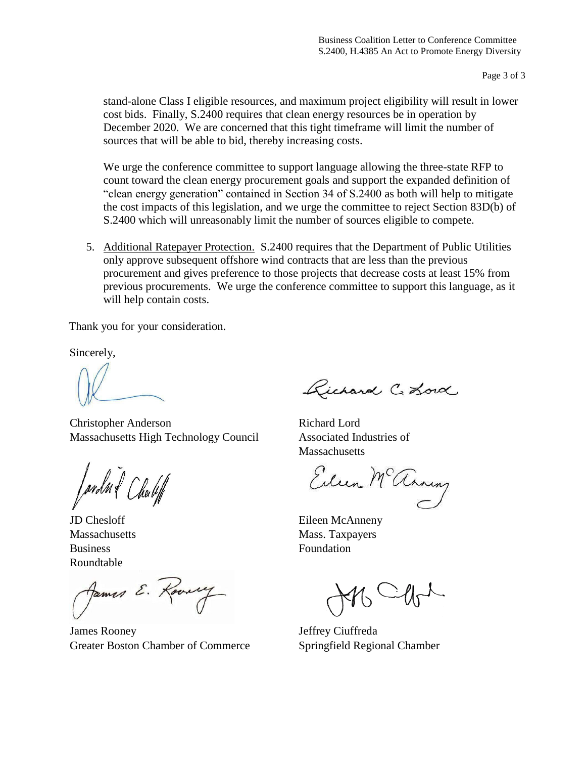stand-alone Class I eligible resources, and maximum project eligibility will result in lower cost bids. Finally, S.2400 requires that clean energy resources be in operation by December 2020. We are concerned that this tight timeframe will limit the number of sources that will be able to bid, thereby increasing costs.

We urge the conference committee to support language allowing the three-state RFP to count toward the clean energy procurement goals and support the expanded definition of "clean energy generation" contained in Section 34 of S.2400 as both will help to mitigate the cost impacts of this legislation, and we urge the committee to reject Section 83D(b) of S.2400 which will unreasonably limit the number of sources eligible to compete.

5. Additional Ratepayer Protection. S.2400 requires that the Department of Public Utilities only approve subsequent offshore wind contracts that are less than the previous procurement and gives preference to those projects that decrease costs at least 15% from previous procurements. We urge the conference committee to support this language, as it will help contain costs.

Thank you for your consideration.

Sincerely,

Christopher Anderson
Massachusetts High Technology Council

Richard Lord
Associated Industries of Massachusetts

JD Chesloff
Massachusetts Business Roundtable

Eileen McAnneny
Mass. Taxpayers Foundation

James Rooney
Greater Boston Chamber of Commerce

Jeffrey Ciuffreda
Springfield Regional Chamber